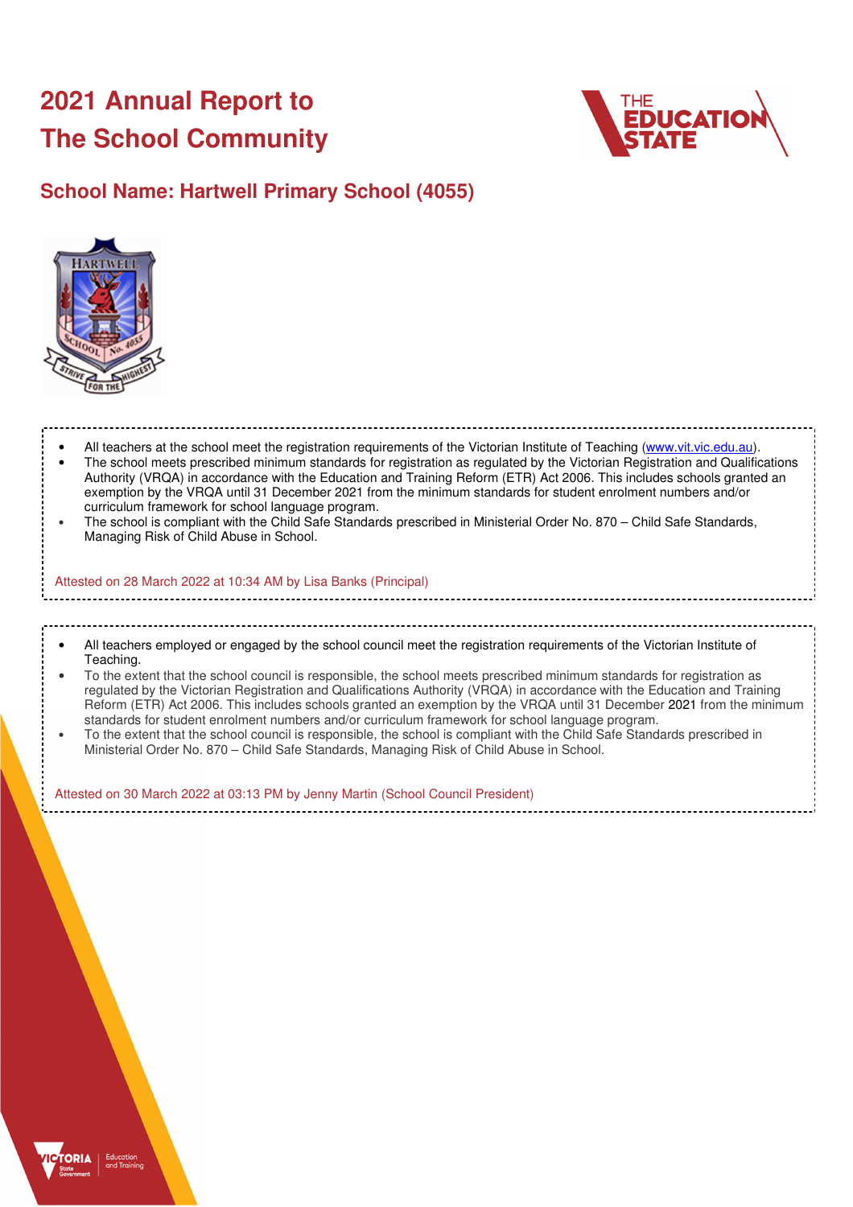# 2021 Annual Report to The School Community

## School Name: Hartwell Primary School (4055)

- All teachers at the school meet the registration requirements of the Victorian Institute of Teaching (www.vit.vic.edu.au).
- The school meets prescribed minimum standards for registration as regulated by the Victorian Registration and Qualifications Authority (VRQA) in accordance with the Education and Training Reform (ETR) Act 2006. This includes schools granted an exemption by the VRQA until 31 December 2021 from the minimum standards for student enrolment numbers and/or curriculum framework for school language program.
- The school is compliant with the Child Safe Standards prescribed in Ministerial Order No. 870 – Child Safe Standards, Managing Risk of Child Abuse in School.

Attested on 28 March 2022 at 10:34 AM by Lisa Banks (Principal)

- All teachers employed or engaged by the school council meet the registration requirements of the Victorian Institute of Teaching.
- To the extent that the school council is responsible, the school meets prescribed minimum standards for registration as regulated by the Victorian Registration and Qualifications Authority (VRQA) in accordance with the Education and Training Reform (ETR) Act 2006. This includes schools granted an exemption by the VRQA until 31 December 2021 from the minimum standards for student enrolment numbers and/or curriculum framework for school language program.
- To the extent that the school council is responsible, the school is compliant with the Child Safe Standards prescribed in Ministerial Order No. 870 – Child Safe Standards, Managing Risk of Child Abuse in School.

Attested on 30 March 2022 at 03:13 PM by Jenny Martin (School Council President)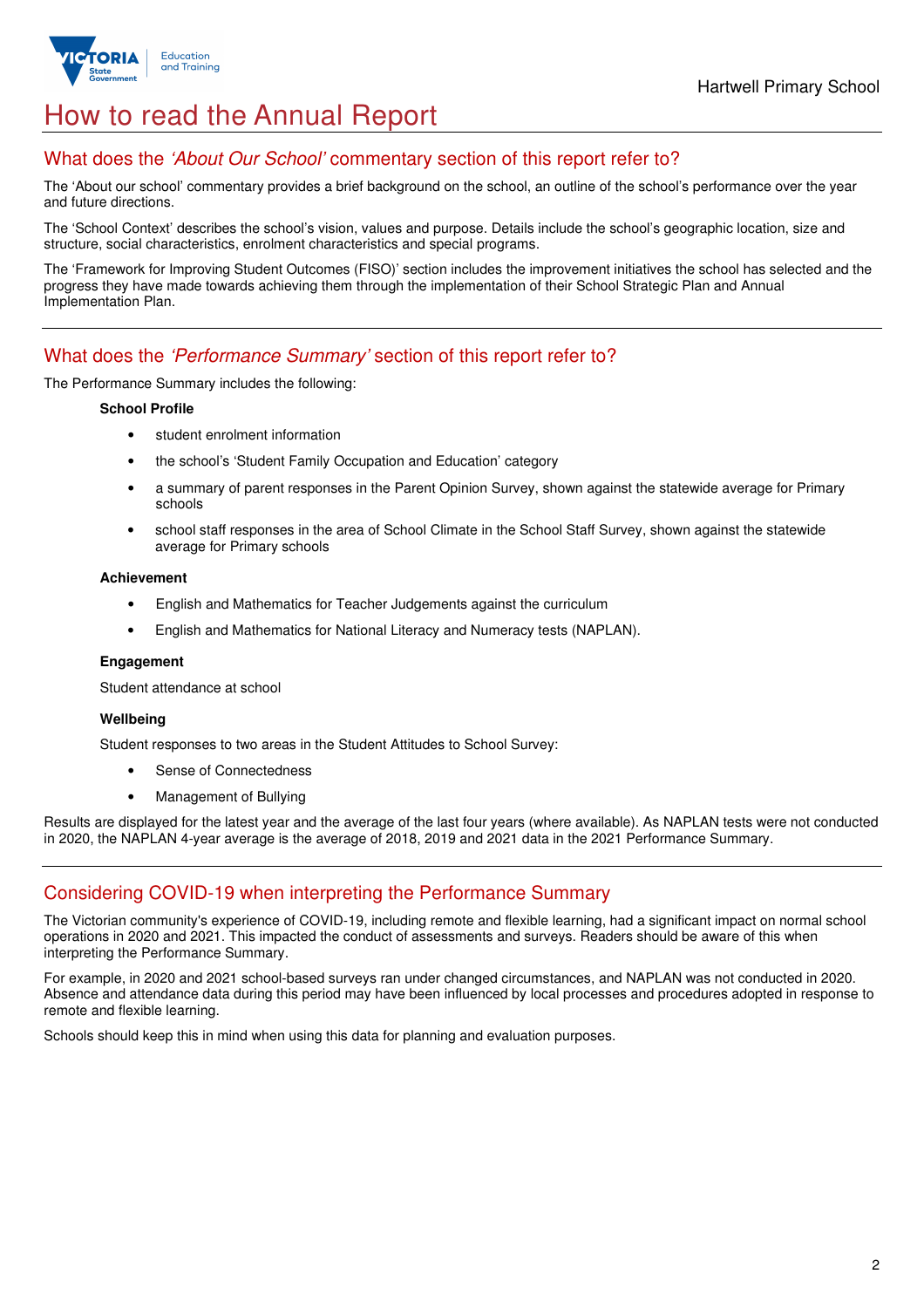# How to read the Annual Report

## What does the *'About Our School'* commentary section of this report refer to?

The 'About our school' commentary provides a brief background on the school, an outline of the school's performance over the year and future directions.

The 'School Context' describes the school's vision, values and purpose. Details include the school's geographic location, size and structure, social characteristics, enrolment characteristics and special programs.

The 'Framework for Improving Student Outcomes (FISO)' section includes the improvement initiatives the school has selected and the progress they have made towards achieving them through the implementation of their School Strategic Plan and Annual Implementation Plan.

## What does the *'Performance Summary'* section of this report refer to?

The Performance Summary includes the following:

**School Profile**

- student enrolment information
- the school's 'Student Family Occupation and Education' category
- a summary of parent responses in the Parent Opinion Survey, shown against the statewide average for Primary schools
- school staff responses in the area of School Climate in the School Staff Survey, shown against the statewide average for Primary schools

**Achievement**

- English and Mathematics for Teacher Judgements against the curriculum
- English and Mathematics for National Literacy and Numeracy tests (NAPLAN).

**Engagement**

Student attendance at school

**Wellbeing**

Student responses to two areas in the Student Attitudes to School Survey:

- Sense of Connectedness
- Management of Bullying

Results are displayed for the latest year and the average of the last four years (where available). As NAPLAN tests were not conducted in 2020, the NAPLAN 4-year average is the average of 2018, 2019 and 2021 data in the 2021 Performance Summary.

## Considering COVID-19 when interpreting the Performance Summary

The Victorian community's experience of COVID-19, including remote and flexible learning, had a significant impact on normal school operations in 2020 and 2021. This impacted the conduct of assessments and surveys. Readers should be aware of this when interpreting the Performance Summary.

For example, in 2020 and 2021 school-based surveys ran under changed circumstances, and NAPLAN was not conducted in 2020. Absence and attendance data during this period may have been influenced by local processes and procedures adopted in response to remote and flexible learning.

Schools should keep this in mind when using this data for planning and evaluation purposes.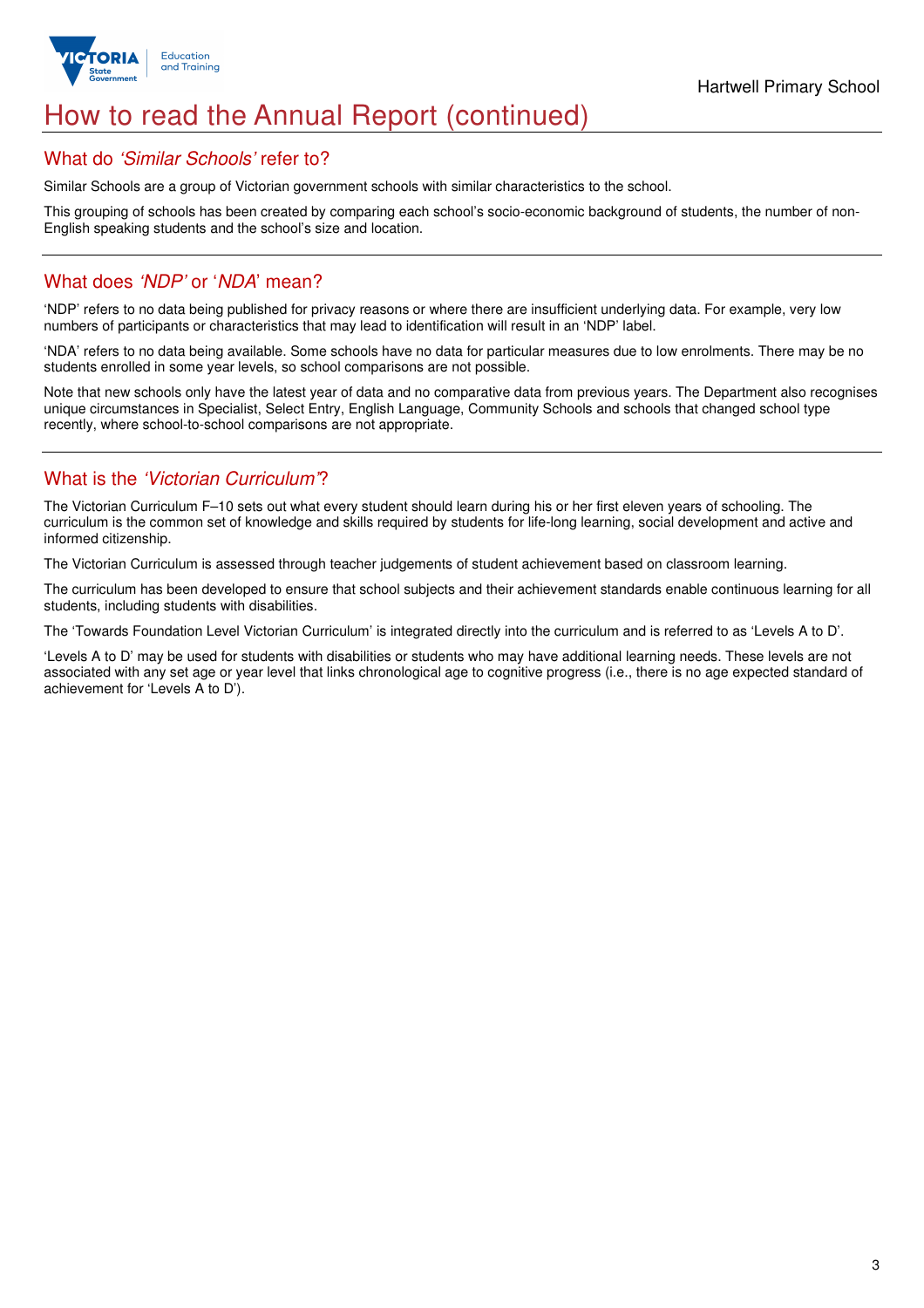# How to read the Annual Report (continued)

## What do *'Similar Schools'* refer to?

Similar Schools are a group of Victorian government schools with similar characteristics to the school.

This grouping of schools has been created by comparing each school's socio-economic background of students, the number of non-English speaking students and the school's size and location.

## What does *'NDP'* or '*NDA*' mean?

'NDP' refers to no data being published for privacy reasons or where there are insufficient underlying data. For example, very low numbers of participants or characteristics that may lead to identification will result in an 'NDP' label.

'NDA' refers to no data being available. Some schools have no data for particular measures due to low enrolments. There may be no students enrolled in some year levels, so school comparisons are not possible.

Note that new schools only have the latest year of data and no comparative data from previous years. The Department also recognises unique circumstances in Specialist, Select Entry, English Language, Community Schools and schools that changed school type recently, where school-to-school comparisons are not appropriate.

## What is the *'Victorian Curriculum'*?

The Victorian Curriculum F–10 sets out what every student should learn during his or her first eleven years of schooling. The curriculum is the common set of knowledge and skills required by students for life-long learning, social development and active and informed citizenship.

The Victorian Curriculum is assessed through teacher judgements of student achievement based on classroom learning.

The curriculum has been developed to ensure that school subjects and their achievement standards enable continuous learning for all students, including students with disabilities.

The 'Towards Foundation Level Victorian Curriculum' is integrated directly into the curriculum and is referred to as 'Levels A to D'.

'Levels A to D' may be used for students with disabilities or students who may have additional learning needs. These levels are not associated with any set age or year level that links chronological age to cognitive progress (i.e., there is no age expected standard of achievement for 'Levels A to D').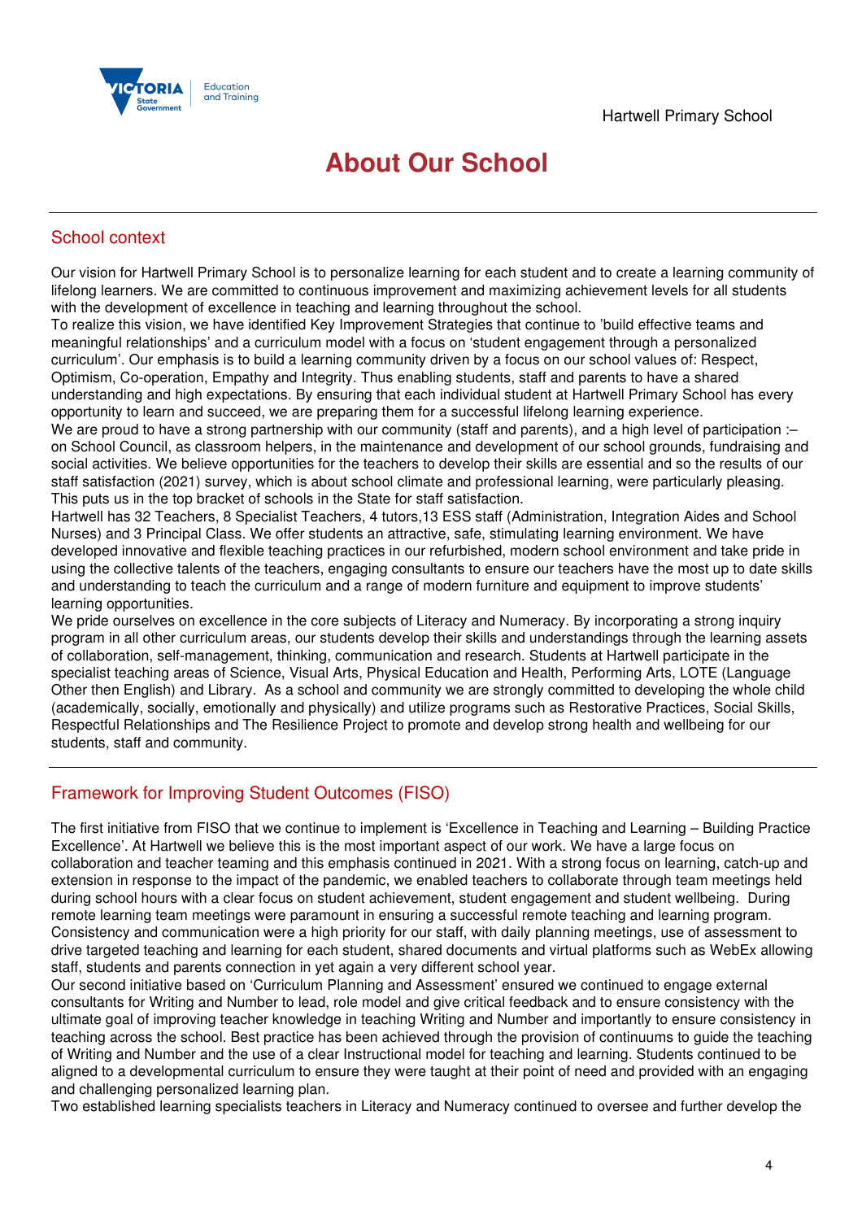# About Our School

## School context

Our vision for Hartwell Primary School is to personalize learning for each student and to create a learning community of lifelong learners. We are committed to continuous improvement and maximizing achievement levels for all students with the development of excellence in teaching and learning throughout the school.
To realize this vision, we have identified Key Improvement Strategies that continue to 'build effective teams and meaningful relationships' and a curriculum model with a focus on 'student engagement through a personalized curriculum'. Our emphasis is to build a learning community driven by a focus on our school values of: Respect, Optimism, Co-operation, Empathy and Integrity. Thus enabling students, staff and parents to have a shared understanding and high expectations. By ensuring that each individual student at Hartwell Primary School has every opportunity to learn and succeed, we are preparing them for a successful lifelong learning experience.
We are proud to have a strong partnership with our community (staff and parents), and a high level of participation :– on School Council, as classroom helpers, in the maintenance and development of our school grounds, fundraising and social activities. We believe opportunities for the teachers to develop their skills are essential and so the results of our staff satisfaction (2021) survey, which is about school climate and professional learning, were particularly pleasing. This puts us in the top bracket of schools in the State for staff satisfaction.
Hartwell has 32 Teachers, 8 Specialist Teachers, 4 tutors,13 ESS staff (Administration, Integration Aides and School Nurses) and 3 Principal Class. We offer students an attractive, safe, stimulating learning environment. We have developed innovative and flexible teaching practices in our refurbished, modern school environment and take pride in using the collective talents of the teachers, engaging consultants to ensure our teachers have the most up to date skills and understanding to teach the curriculum and a range of modern furniture and equipment to improve students' learning opportunities.
We pride ourselves on excellence in the core subjects of Literacy and Numeracy. By incorporating a strong inquiry program in all other curriculum areas, our students develop their skills and understandings through the learning assets of collaboration, self-management, thinking, communication and research. Students at Hartwell participate in the specialist teaching areas of Science, Visual Arts, Physical Education and Health, Performing Arts, LOTE (Language Other then English) and Library. As a school and community we are strongly committed to developing the whole child (academically, socially, emotionally and physically) and utilize programs such as Restorative Practices, Social Skills, Respectful Relationships and The Resilience Project to promote and develop strong health and wellbeing for our students, staff and community.

## Framework for Improving Student Outcomes (FISO)

The first initiative from FISO that we continue to implement is 'Excellence in Teaching and Learning – Building Practice Excellence'. At Hartwell we believe this is the most important aspect of our work. We have a large focus on collaboration and teacher teaming and this emphasis continued in 2021. With a strong focus on learning, catch-up and extension in response to the impact of the pandemic, we enabled teachers to collaborate through team meetings held during school hours with a clear focus on student achievement, student engagement and student wellbeing. During remote learning team meetings were paramount in ensuring a successful remote teaching and learning program. Consistency and communication were a high priority for our staff, with daily planning meetings, use of assessment to drive targeted teaching and learning for each student, shared documents and virtual platforms such as WebEx allowing staff, students and parents connection in yet again a very different school year.
Our second initiative based on 'Curriculum Planning and Assessment' ensured we continued to engage external consultants for Writing and Number to lead, role model and give critical feedback and to ensure consistency with the ultimate goal of improving teacher knowledge in teaching Writing and Number and importantly to ensure consistency in teaching across the school. Best practice has been achieved through the provision of continuums to guide the teaching of Writing and Number and the use of a clear Instructional model for teaching and learning. Students continued to be aligned to a developmental curriculum to ensure they were taught at their point of need and provided with an engaging and challenging personalized learning plan.
Two established learning specialists teachers in Literacy and Numeracy continued to oversee and further develop the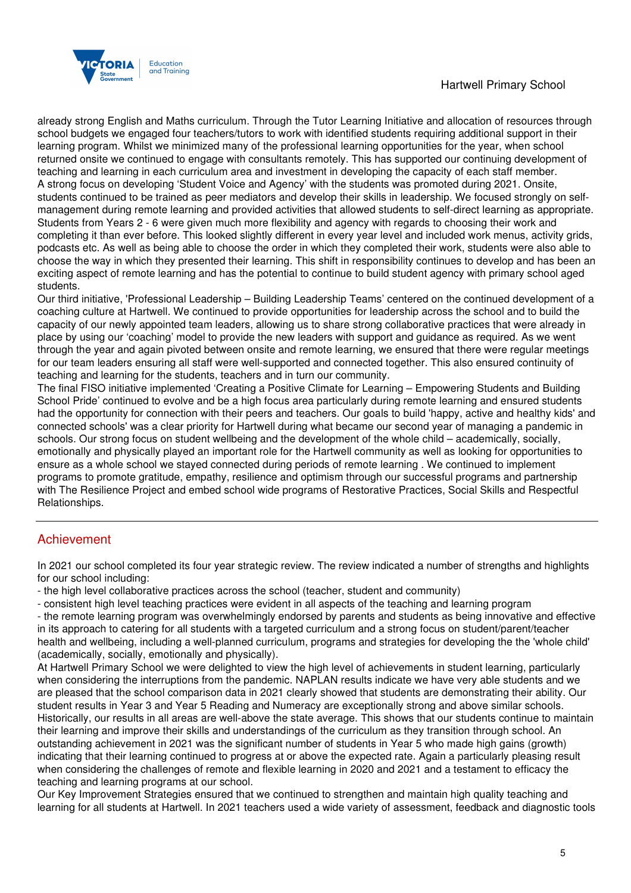already strong English and Maths curriculum. Through the Tutor Learning Initiative and allocation of resources through school budgets we engaged four teachers/tutors to work with identified students requiring additional support in their learning program. Whilst we minimized many of the professional learning opportunities for the year, when school returned onsite we continued to engage with consultants remotely. This has supported our continuing development of teaching and learning in each curriculum area and investment in developing the capacity of each staff member.
A strong focus on developing 'Student Voice and Agency' with the students was promoted during 2021. Onsite, students continued to be trained as peer mediators and develop their skills in leadership. We focused strongly on self-management during remote learning and provided activities that allowed students to self-direct learning as appropriate. Students from Years 2 - 6 were given much more flexibility and agency with regards to choosing their work and completing it than ever before. This looked slightly different in every year level and included work menus, activity grids, podcasts etc. As well as being able to choose the order in which they completed their work, students were also able to choose the way in which they presented their learning. This shift in responsibility continues to develop and has been an exciting aspect of remote learning and has the potential to continue to build student agency with primary school aged students.
Our third initiative, 'Professional Leadership – Building Leadership Teams' centered on the continued development of a coaching culture at Hartwell. We continued to provide opportunities for leadership across the school and to build the capacity of our newly appointed team leaders, allowing us to share strong collaborative practices that were already in place by using our 'coaching' model to provide the new leaders with support and guidance as required. As we went through the year and again pivoted between onsite and remote learning, we ensured that there were regular meetings for our team leaders ensuring all staff were well-supported and connected together. This also ensured continuity of teaching and learning for the students, teachers and in turn our community.
The final FISO initiative implemented 'Creating a Positive Climate for Learning – Empowering Students and Building School Pride' continued to evolve and be a high focus area particularly during remote learning and ensured students had the opportunity for connection with their peers and teachers. Our goals to build 'happy, active and healthy kids' and connected schools' was a clear priority for Hartwell during what became our second year of managing a pandemic in schools. Our strong focus on student wellbeing and the development of the whole child – academically, socially, emotionally and physically played an important role for the Hartwell community as well as looking for opportunities to ensure as a whole school we stayed connected during periods of remote learning . We continued to implement programs to promote gratitude, empathy, resilience and optimism through our successful programs and partnership with The Resilience Project and embed school wide programs of Restorative Practices, Social Skills and Respectful Relationships.

## Achievement

In 2021 our school completed its four year strategic review. The review indicated a number of strengths and highlights for our school including:
- the high level collaborative practices across the school (teacher, student and community)
- consistent high level teaching practices were evident in all aspects of the teaching and learning program
- the remote learning program was overwhelmingly endorsed by parents and students as being innovative and effective in its approach to catering for all students with a targeted curriculum and a strong focus on student/parent/teacher health and wellbeing, including a well-planned curriculum, programs and strategies for developing the the 'whole child' (academically, socially, emotionally and physically).

At Hartwell Primary School we were delighted to view the high level of achievements in student learning, particularly when considering the interruptions from the pandemic. NAPLAN results indicate we have very able students and we are pleased that the school comparison data in 2021 clearly showed that students are demonstrating their ability. Our student results in Year 3 and Year 5 Reading and Numeracy are exceptionally strong and above similar schools. Historically, our results in all areas are well-above the state average. This shows that our students continue to maintain their learning and improve their skills and understandings of the curriculum as they transition through school. An outstanding achievement in 2021 was the significant number of students in Year 5 who made high gains (growth) indicating that their learning continued to progress at or above the expected rate. Again a particularly pleasing result when considering the challenges of remote and flexible learning in 2020 and 2021 and a testament to efficacy the teaching and learning programs at our school.
Our Key Improvement Strategies ensured that we continued to strengthen and maintain high quality teaching and learning for all students at Hartwell. In 2021 teachers used a wide variety of assessment, feedback and diagnostic tools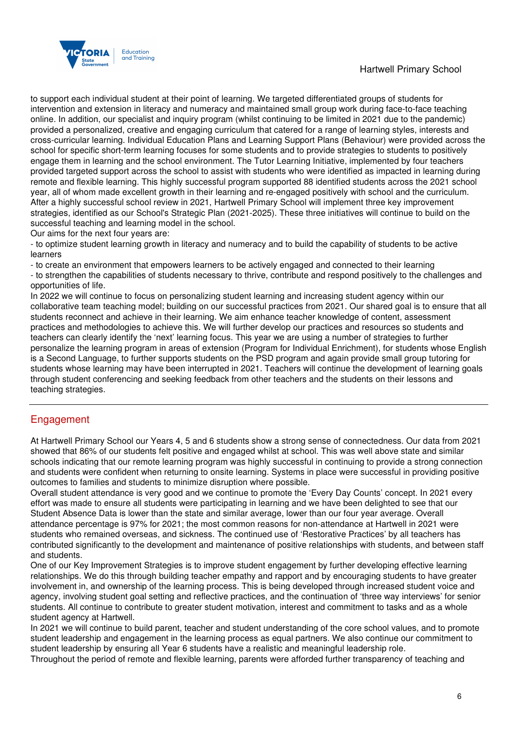to support each individual student at their point of learning. We targeted differentiated groups of students for intervention and extension in literacy and numeracy and maintained small group work during face-to-face teaching online. In addition, our specialist and inquiry program (whilst continuing to be limited in 2021 due to the pandemic) provided a personalized, creative and engaging curriculum that catered for a range of learning styles, interests and cross-curricular learning. Individual Education Plans and Learning Support Plans (Behaviour) were provided across the school for specific short-term learning focuses for some students and to provide strategies to students to positively engage them in learning and the school environment. The Tutor Learning Initiative, implemented by four teachers provided targeted support across the school to assist with students who were identified as impacted in learning during remote and flexible learning. This highly successful program supported 88 identified students across the 2021 school year, all of whom made excellent growth in their learning and re-engaged positively with school and the curriculum. After a highly successful school review in 2021, Hartwell Primary School will implement three key improvement strategies, identified as our School's Strategic Plan (2021-2025). These three initiatives will continue to build on the successful teaching and learning model in the school.
Our aims for the next four years are:
- to optimize student learning growth in literacy and numeracy and to build the capability of students to be active learners
- to create an environment that empowers learners to be actively engaged and connected to their learning
- to strengthen the capabilities of students necessary to thrive, contribute and respond positively to the challenges and opportunities of life.
In 2022 we will continue to focus on personalizing student learning and increasing student agency within our collaborative team teaching model; building on our successful practices from 2021. Our shared goal is to ensure that all students reconnect and achieve in their learning. We aim enhance teacher knowledge of content, assessment practices and methodologies to achieve this. We will further develop our practices and resources so students and teachers can clearly identify the 'next' learning focus. This year we are using a number of strategies to further personalize the learning program in areas of extension (Program for Individual Enrichment), for students whose English is a Second Language, to further supports students on the PSD program and again provide small group tutoring for students whose learning may have been interrupted in 2021. Teachers will continue the development of learning goals through student conferencing and seeking feedback from other teachers and the students on their lessons and teaching strategies.

## Engagement

At Hartwell Primary School our Years 4, 5 and 6 students show a strong sense of connectedness. Our data from 2021 showed that 86% of our students felt positive and engaged whilst at school. This was well above state and similar schools indicating that our remote learning program was highly successful in continuing to provide a strong connection and students were confident when returning to onsite learning. Systems in place were successful in providing positive outcomes to families and students to minimize disruption where possible.
Overall student attendance is very good and we continue to promote the 'Every Day Counts' concept. In 2021 every effort was made to ensure all students were participating in learning and we have been delighted to see that our Student Absence Data is lower than the state and similar average, lower than our four year average. Overall attendance percentage is 97% for 2021; the most common reasons for non-attendance at Hartwell in 2021 were students who remained overseas, and sickness. The continued use of 'Restorative Practices' by all teachers has contributed significantly to the development and maintenance of positive relationships with students, and between staff and students.
One of our Key Improvement Strategies is to improve student engagement by further developing effective learning relationships. We do this through building teacher empathy and rapport and by encouraging students to have greater involvement in, and ownership of the learning process. This is being developed through increased student voice and agency, involving student goal setting and reflective practices, and the continuation of 'three way interviews' for senior students. All continue to contribute to greater student motivation, interest and commitment to tasks and as a whole student agency at Hartwell.
In 2021 we will continue to build parent, teacher and student understanding of the core school values, and to promote student leadership and engagement in the learning process as equal partners. We also continue our commitment to student leadership by ensuring all Year 6 students have a realistic and meaningful leadership role.
Throughout the period of remote and flexible learning, parents were afforded further transparency of teaching and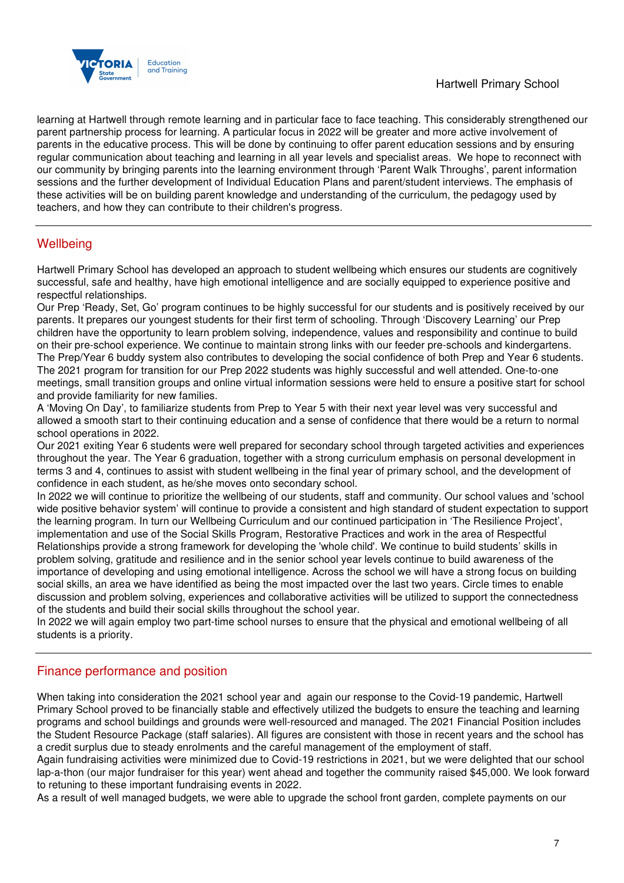learning at Hartwell through remote learning and in particular face to face teaching. This considerably strengthened our parent partnership process for learning. A particular focus in 2022 will be greater and more active involvement of parents in the educative process. This will be done by continuing to offer parent education sessions and by ensuring regular communication about teaching and learning in all year levels and specialist areas. We hope to reconnect with our community by bringing parents into the learning environment through 'Parent Walk Throughs', parent information sessions and the further development of Individual Education Plans and parent/student interviews. The emphasis of these activities will be on building parent knowledge and understanding of the curriculum, the pedagogy used by teachers, and how they can contribute to their children's progress.

## Wellbeing

Hartwell Primary School has developed an approach to student wellbeing which ensures our students are cognitively successful, safe and healthy, have high emotional intelligence and are socially equipped to experience positive and respectful relationships.
Our Prep 'Ready, Set, Go' program continues to be highly successful for our students and is positively received by our parents. It prepares our youngest students for their first term of schooling. Through 'Discovery Learning' our Prep children have the opportunity to learn problem solving, independence, values and responsibility and continue to build on their pre-school experience. We continue to maintain strong links with our feeder pre-schools and kindergartens. The Prep/Year 6 buddy system also contributes to developing the social confidence of both Prep and Year 6 students. The 2021 program for transition for our Prep 2022 students was highly successful and well attended. One-to-one meetings, small transition groups and online virtual information sessions were held to ensure a positive start for school and provide familiarity for new families.
A 'Moving On Day', to familiarize students from Prep to Year 5 with their next year level was very successful and allowed a smooth start to their continuing education and a sense of confidence that there would be a return to normal school operations in 2022.
Our 2021 exiting Year 6 students were well prepared for secondary school through targeted activities and experiences throughout the year. The Year 6 graduation, together with a strong curriculum emphasis on personal development in terms 3 and 4, continues to assist with student wellbeing in the final year of primary school, and the development of confidence in each student, as he/she moves onto secondary school.
In 2022 we will continue to prioritize the wellbeing of our students, staff and community. Our school values and 'school wide positive behavior system' will continue to provide a consistent and high standard of student expectation to support the learning program. In turn our Wellbeing Curriculum and our continued participation in 'The Resilience Project', implementation and use of the Social Skills Program, Restorative Practices and work in the area of Respectful Relationships provide a strong framework for developing the 'whole child'. We continue to build students' skills in problem solving, gratitude and resilience and in the senior school year levels continue to build awareness of the importance of developing and using emotional intelligence. Across the school we will have a strong focus on building social skills, an area we have identified as being the most impacted over the last two years. Circle times to enable discussion and problem solving, experiences and collaborative activities will be utilized to support the connectedness of the students and build their social skills throughout the school year.
In 2022 we will again employ two part-time school nurses to ensure that the physical and emotional wellbeing of all students is a priority.

## Finance performance and position

When taking into consideration the 2021 school year and again our response to the Covid-19 pandemic, Hartwell Primary School proved to be financially stable and effectively utilized the budgets to ensure the teaching and learning programs and school buildings and grounds were well-resourced and managed. The 2021 Financial Position includes the Student Resource Package (staff salaries). All figures are consistent with those in recent years and the school has a credit surplus due to steady enrolments and the careful management of the employment of staff.
Again fundraising activities were minimized due to Covid-19 restrictions in 2021, but we were delighted that our school lap-a-thon (our major fundraiser for this year) went ahead and together the community raised $45,000. We look forward to retuning to these important fundraising events in 2022.
As a result of well managed budgets, we were able to upgrade the school front garden, complete payments on our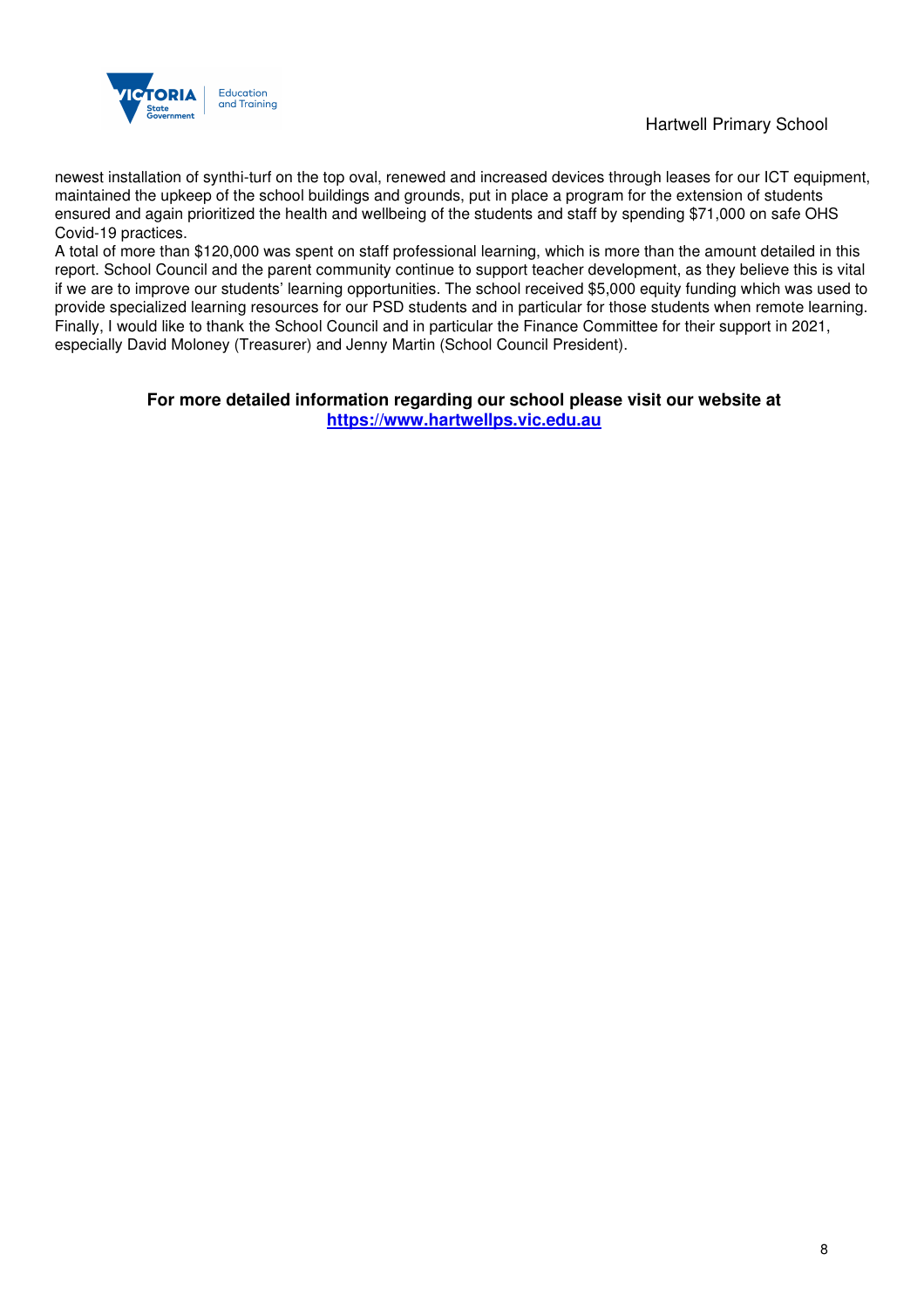newest installation of synthi-turf on the top oval, renewed and increased devices through leases for our ICT equipment, maintained the upkeep of the school buildings and grounds, put in place a program for the extension of students ensured and again prioritized the health and wellbeing of the students and staff by spending $71,000 on safe OHS Covid-19 practices.

A total of more than $120,000 was spent on staff professional learning, which is more than the amount detailed in this report. School Council and the parent community continue to support teacher development, as they believe this is vital if we are to improve our students' learning opportunities. The school received $5,000 equity funding which was used to provide specialized learning resources for our PSD students and in particular for those students when remote learning. Finally, I would like to thank the School Council and in particular the Finance Committee for their support in 2021, especially David Moloney (Treasurer) and Jenny Martin (School Council President).

**For more detailed information regarding our school please visit our website at**
**[https://www.hartwellps.vic.edu.au](https://www.hartwellps.vic.edu.au)**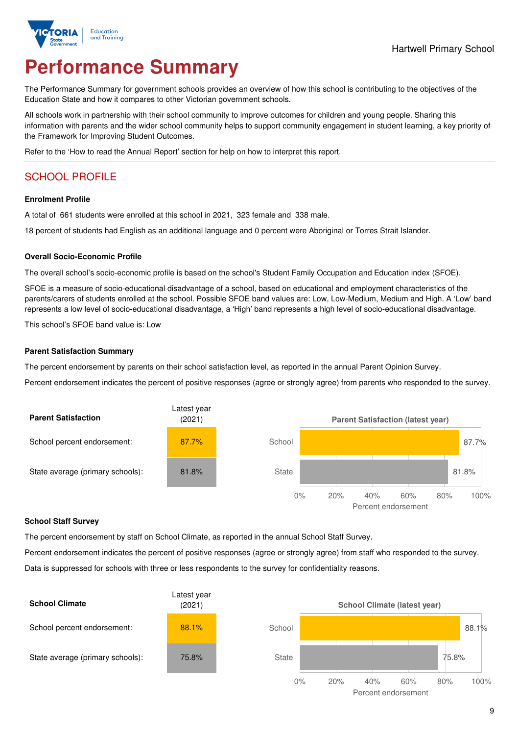Hartwell Primary School

# Performance Summary

The Performance Summary for government schools provides an overview of how this school is contributing to the objectives of the Education State and how it compares to other Victorian government schools.

All schools work in partnership with their school community to improve outcomes for children and young people. Sharing this information with parents and the wider school community helps to support community engagement in student learning, a key priority of the Framework for Improving Student Outcomes.

Refer to the 'How to read the Annual Report' section for help on how to interpret this report.

## SCHOOL PROFILE

### Enrolment Profile

A total of 661 students were enrolled at this school in 2021, 323 female and 338 male.

18 percent of students had English as an additional language and 0 percent were Aboriginal or Torres Strait Islander.

### Overall Socio-Economic Profile

The overall school's socio-economic profile is based on the school's Student Family Occupation and Education index (SFOE).

SFOE is a measure of socio-educational disadvantage of a school, based on educational and employment characteristics of the parents/carers of students enrolled at the school. Possible SFOE band values are: Low, Low-Medium, Medium and High. A 'Low' band represents a low level of socio-educational disadvantage, a 'High' band represents a high level of socio-educational disadvantage.

This school's SFOE band value is: Low

### Parent Satisfaction Summary

The percent endorsement by parents on their school satisfaction level, as reported in the annual Parent Opinion Survey.

Percent endorsement indicates the percent of positive responses (agree or strongly agree) from parents who responded to the survey.

| Parent Satisfaction | Latest year (2021) |
|---|---|
| School percent endorsement: | 87.7% |
| State average (primary schools): | 81.8% |

**Parent Satisfaction (latest year)**

| | Percent endorsement |
|---|---|
| School | 87.7% |
| State | 81.8% |

### School Staff Survey

The percent endorsement by staff on School Climate, as reported in the annual School Staff Survey.

Percent endorsement indicates the percent of positive responses (agree or strongly agree) from staff who responded to the survey.

Data is suppressed for schools with three or less respondents to the survey for confidentiality reasons.

| School Climate | Latest year (2021) |
|---|---|
| School percent endorsement: | 88.1% |
| State average (primary schools): | 75.8% |

**School Climate (latest year)**

| | Percent endorsement |
|---|---|
| School | 88.1% |
| State | 75.8% |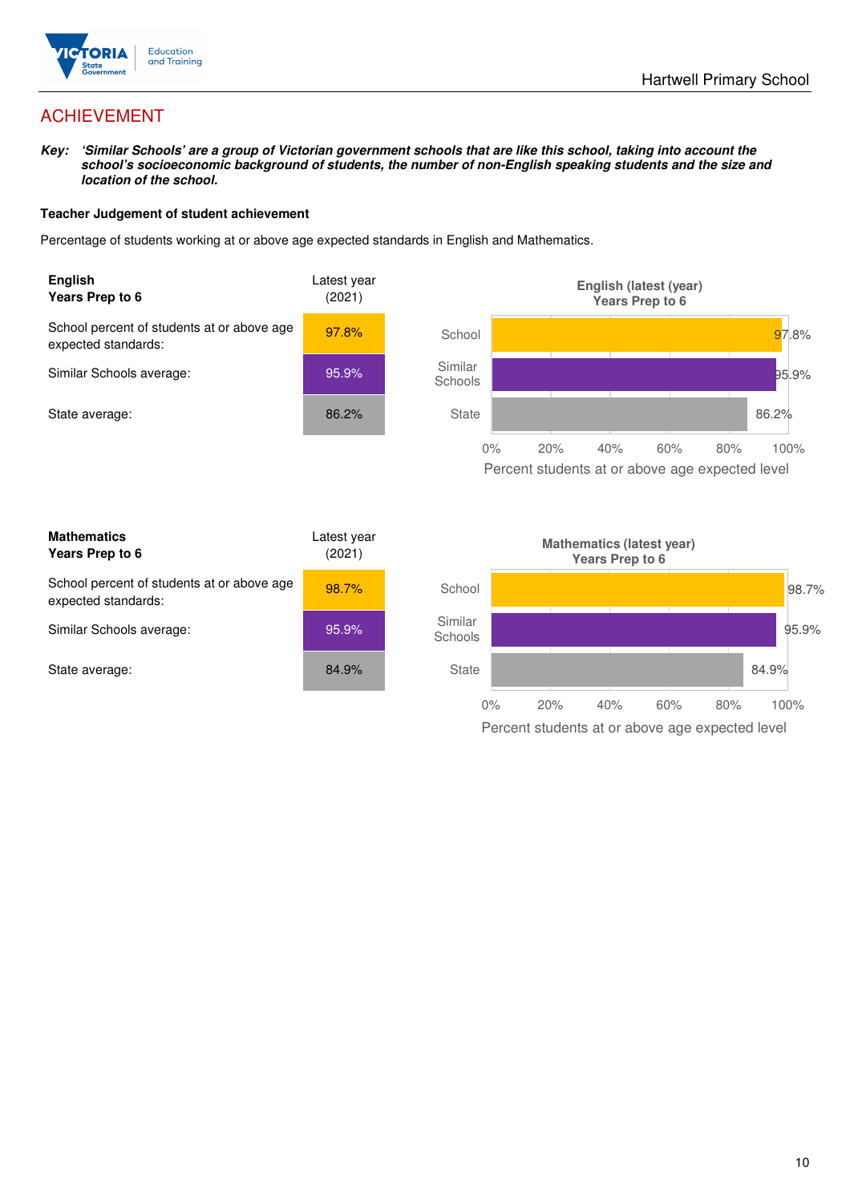## ACHIEVEMENT

***Key:*** ***'Similar Schools' are a group of Victorian government schools that are like this school, taking into account the school's socioeconomic background of students, the number of non-English speaking students and the size and location of the school.***

**Teacher Judgement of student achievement**

Percentage of students working at or above age expected standards in English and Mathematics.

| **English** **Years Prep to 6** | Latest year (2021) |
|---|---|
| School percent of students at or above age expected standards: | 97.8% |
| Similar Schools average: | 95.9% |
| State average: | 86.2% |

English (latest (year)
Years Prep to 6

School 97.8%
Similar Schools 95.9%
State 86.2%

0% 20% 40% 60% 80% 100%
Percent students at or above age expected level

| **Mathematics** **Years Prep to 6** | Latest year (2021) |
|---|---|
| School percent of students at or above age expected standards: | 98.7% |
| Similar Schools average: | 95.9% |
| State average: | 84.9% |

Mathematics (latest year)
Years Prep to 6

School 98.7%
Similar Schools 95.9%
State 84.9%

0% 20% 40% 60% 80% 100%
Percent students at or above age expected level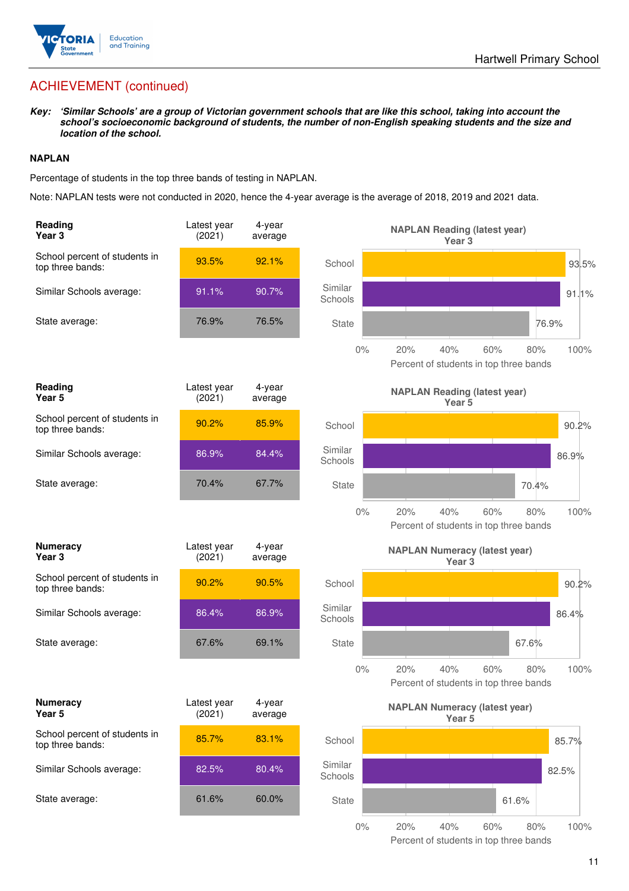## ACHIEVEMENT (continued)

***Key:*** ***'Similar Schools' are a group of Victorian government schools that are like this school, taking into account the school's socioeconomic background of students, the number of non-English speaking students and the size and location of the school.***

### NAPLAN

Percentage of students in the top three bands of testing in NAPLAN.

Note: NAPLAN tests were not conducted in 2020, hence the 4-year average is the average of 2018, 2019 and 2021 data.

| **Reading Year 3** | Latest year (2021) | 4-year average |
|---|---|---|
| School percent of students in top three bands: | 93.5% | 92.1% |
| Similar Schools average: | 91.1% | 90.7% |
| State average: | 76.9% | 76.5% |

**NAPLAN Reading (latest year) Year 3**

| | Percent of students in top three bands |
|---|---|
| School | 93.5% |
| Similar Schools | 91.1% |
| State | 76.9% |

| **Reading Year 5** | Latest year (2021) | 4-year average |
|---|---|---|
| School percent of students in top three bands: | 90.2% | 85.9% |
| Similar Schools average: | 86.9% | 84.4% |
| State average: | 70.4% | 67.7% |

**NAPLAN Reading (latest year) Year 5**

| | Percent of students in top three bands |
|---|---|
| School | 90.2% |
| Similar Schools | 86.9% |
| State | 70.4% |

| **Numeracy Year 3** | Latest year (2021) | 4-year average |
|---|---|---|
| School percent of students in top three bands: | 90.2% | 90.5% |
| Similar Schools average: | 86.4% | 86.9% |
| State average: | 67.6% | 69.1% |

**NAPLAN Numeracy (latest year) Year 3**

| | Percent of students in top three bands |
|---|---|
| School | 90.2% |
| Similar Schools | 86.4% |
| State | 67.6% |

| **Numeracy Year 5** | Latest year (2021) | 4-year average |
|---|---|---|
| School percent of students in top three bands: | 85.7% | 83.1% |
| Similar Schools average: | 82.5% | 80.4% |
| State average: | 61.6% | 60.0% |

**NAPLAN Numeracy (latest year) Year 5**

| | Percent of students in top three bands |
|---|---|
| School | 85.7% |
| Similar Schools | 82.5% |
| State | 61.6% |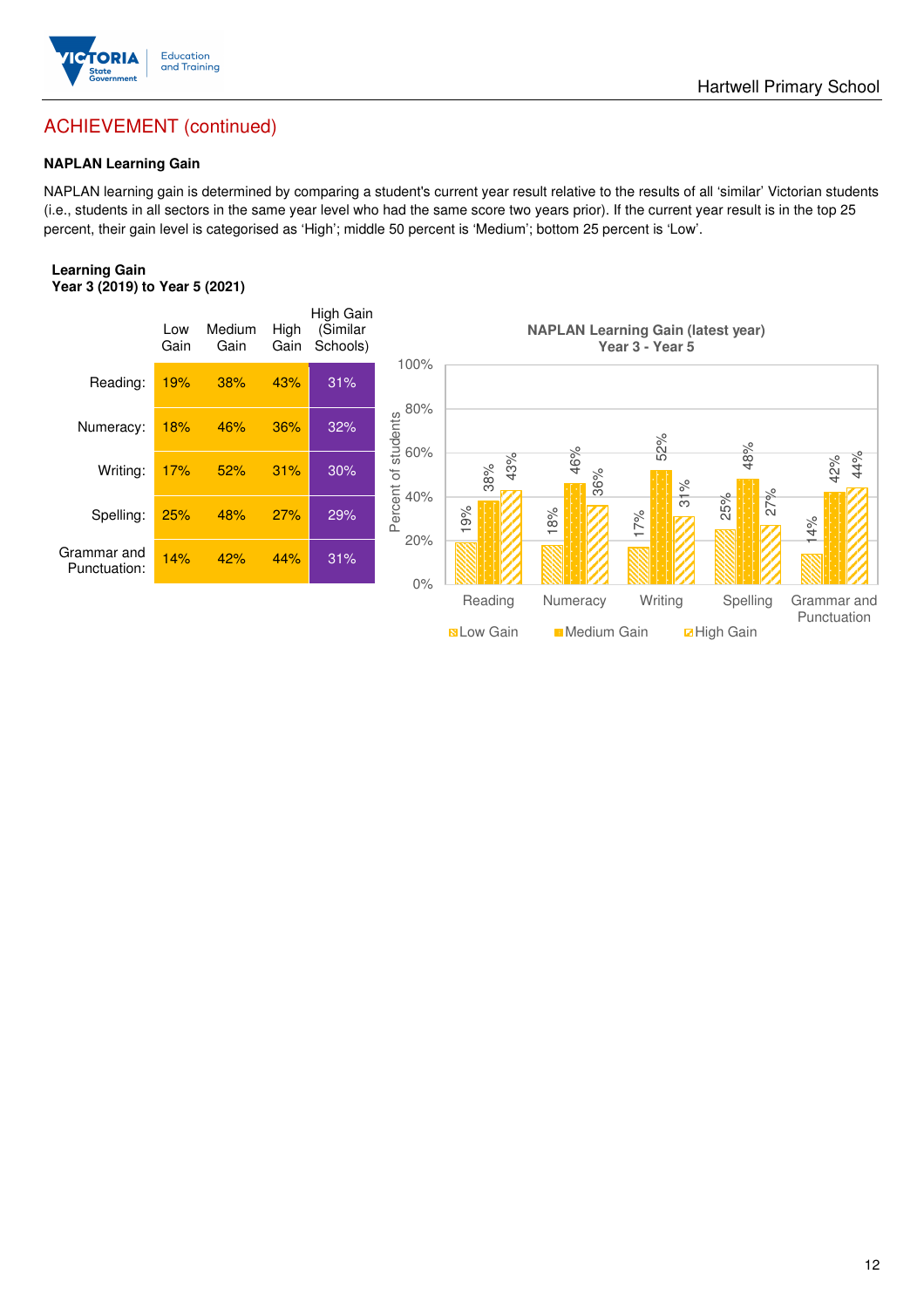## ACHIEVEMENT (continued)

### NAPLAN Learning Gain

NAPLAN learning gain is determined by comparing a student's current year result relative to the results of all 'similar' Victorian students (i.e., students in all sectors in the same year level who had the same score two years prior). If the current year result is in the top 25 percent, their gain level is categorised as 'High'; middle 50 percent is 'Medium'; bottom 25 percent is 'Low'.

**Learning Gain**
**Year 3 (2019) to Year 5 (2021)**

| | Low Gain | Medium Gain | High Gain | High Gain (Similar Schools) |
|---|---|---|---|---|
| Reading: | 19% | 38% | 43% | 31% |
| Numeracy: | 18% | 46% | 36% | 32% |
| Writing: | 17% | 52% | 31% | 30% |
| Spelling: | 25% | 48% | 27% | 29% |
| Grammar and Punctuation: | 14% | 42% | 44% | 31% |

NAPLAN Learning Gain (latest year)
Year 3 - Year 5

Percent of students
0%
20%
40%
60%
80%
100%

Reading: 19%, 38%, 43%
Numeracy: 18%, 46%, 36%
Writing: 17%, 52%, 31%
Spelling: 25%, 48%, 27%
Grammar and Punctuation: 14%, 42%, 44%

Low Gain
Medium Gain
High Gain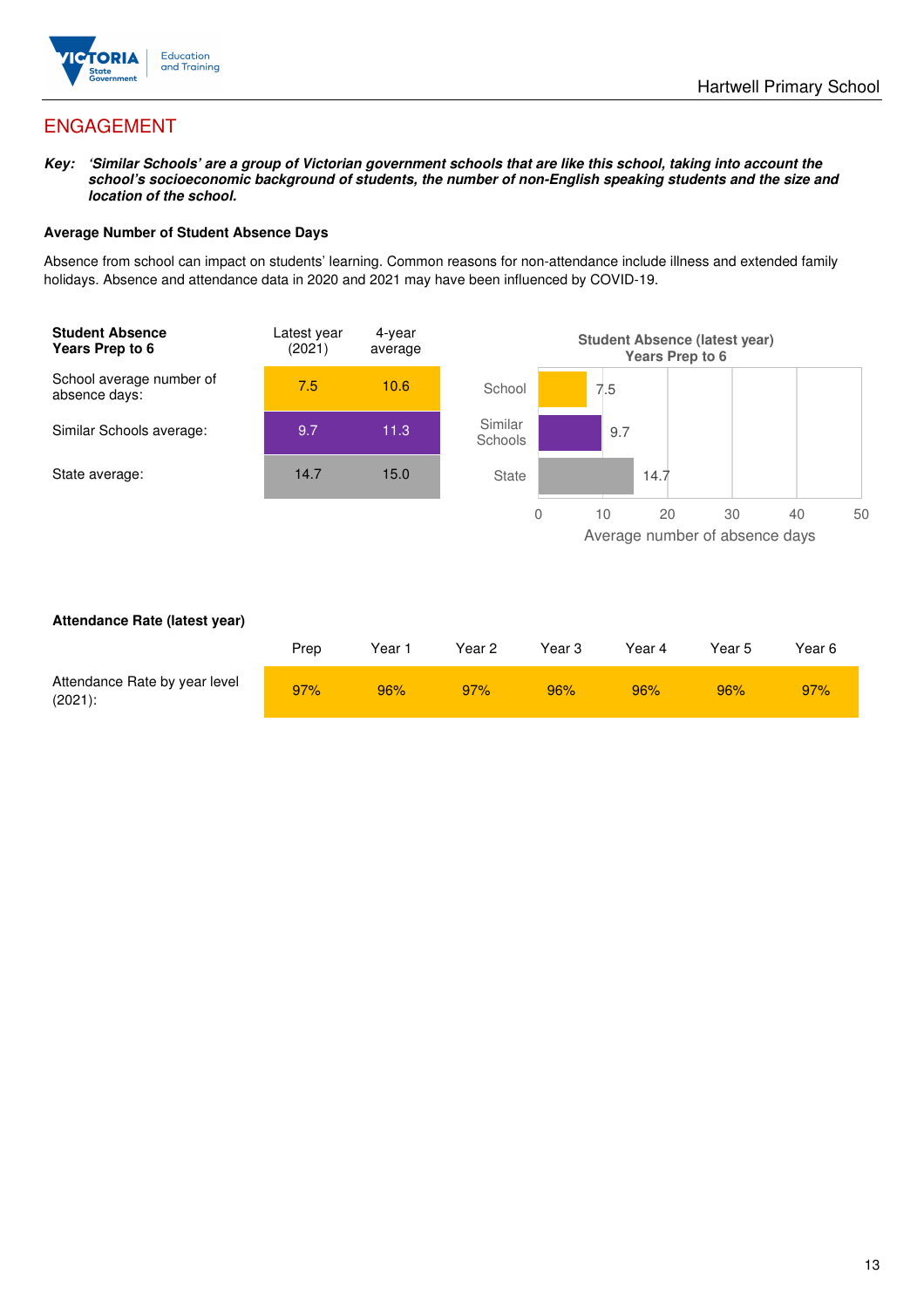## ENGAGEMENT

***Key:** 'Similar Schools' are a group of Victorian government schools that are like this school, taking into account the school's socioeconomic background of students, the number of non-English speaking students and the size and location of the school.*

### Average Number of Student Absence Days

Absence from school can impact on students' learning. Common reasons for non-attendance include illness and extended family holidays. Absence and attendance data in 2020 and 2021 may have been influenced by COVID-19.

| Student Absence Years Prep to 6 | Latest year (2021) | 4-year average |
|---|---|---|
| School average number of absence days: | 7.5 | 10.6 |
| Similar Schools average: | 9.7 | 11.3 |
| State average: | 14.7 | 15.0 |

Student Absence (latest year)
Years Prep to 6

School 7.5
Similar Schools 9.7
State 14.7

0 10 20 30 40 50
Average number of absence days

### Attendance Rate (latest year)

| | Prep | Year 1 | Year 2 | Year 3 | Year 4 | Year 5 | Year 6 |
|---|---|---|---|---|---|---|---|
| Attendance Rate by year level (2021): | 97% | 96% | 97% | 96% | 96% | 96% | 97% |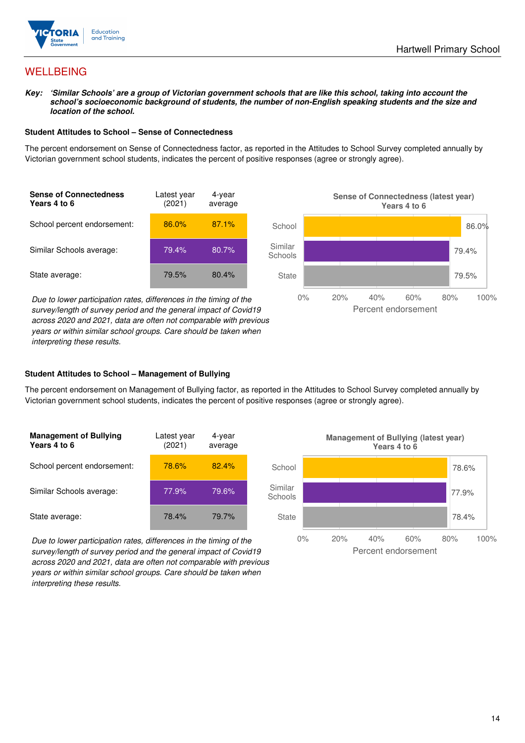# WELLBEING

***Key:** 'Similar Schools' are a group of Victorian government schools that are like this school, taking into account the school's socioeconomic background of students, the number of non-English speaking students and the size and location of the school.*

### Student Attitudes to School – Sense of Connectedness

The percent endorsement on Sense of Connectedness factor, as reported in the Attitudes to School Survey completed annually by Victorian government school students, indicates the percent of positive responses (agree or strongly agree).

| **Sense of Connectedness Years 4 to 6** | Latest year (2021) | 4-year average |
|---|---|---|
| School percent endorsement: | 86.0% | 87.1% |
| Similar Schools average: | 79.4% | 80.7% |
| State average: | 79.5% | 80.4% |

*Due to lower participation rates, differences in the timing of the survey/length of survey period and the general impact of Covid19 across 2020 and 2021, data are often not comparable with previous years or within similar school groups. Care should be taken when interpreting these results.*

Sense of Connectedness (latest year)
Years 4 to 6

School 86.0%
Similar Schools 79.4%
State 79.5%

0% 20% 40% 60% 80% 100%
Percent endorsement

### Student Attitudes to School – Management of Bullying

The percent endorsement on Management of Bullying factor, as reported in the Attitudes to School Survey completed annually by Victorian government school students, indicates the percent of positive responses (agree or strongly agree).

| **Management of Bullying Years 4 to 6** | Latest year (2021) | 4-year average |
|---|---|---|
| School percent endorsement: | 78.6% | 82.4% |
| Similar Schools average: | 77.9% | 79.6% |
| State average: | 78.4% | 79.7% |

*Due to lower participation rates, differences in the timing of the survey/length of survey period and the general impact of Covid19 across 2020 and 2021, data are often not comparable with previous years or within similar school groups. Care should be taken when interpreting these results.*

Management of Bullying (latest year)
Years 4 to 6

School 78.6%
Similar Schools 77.9%
State 78.4%

0% 20% 40% 60% 80% 100%
Percent endorsement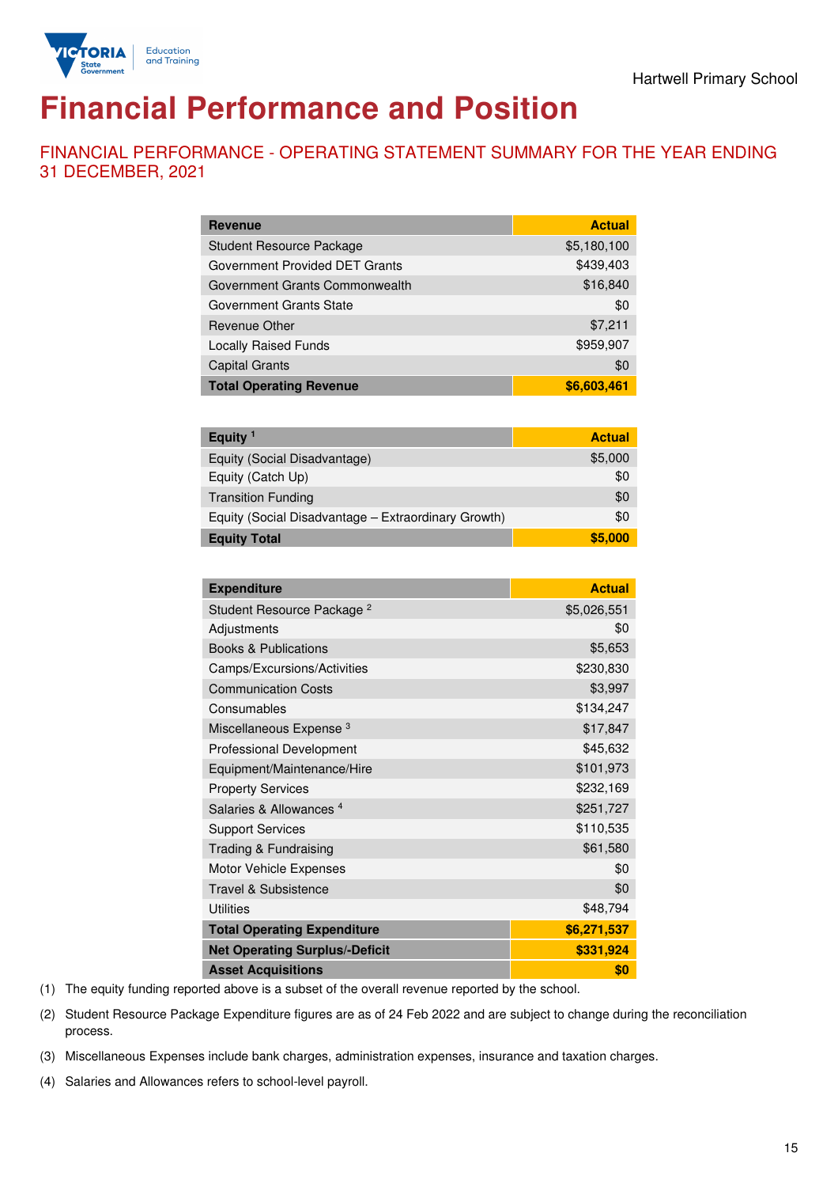# Financial Performance and Position

## FINANCIAL PERFORMANCE - OPERATING STATEMENT SUMMARY FOR THE YEAR ENDING 31 DECEMBER, 2021

| Revenue | Actual |
|---|---|
| Student Resource Package | $5,180,100 |
| Government Provided DET Grants | $439,403 |
| Government Grants Commonwealth | $16,840 |
| Government Grants State | $0 |
| Revenue Other | $7,211 |
| Locally Raised Funds | $959,907 |
| Capital Grants | $0 |
| **Total Operating Revenue** | **$6,603,461** |

| Equity [1] | Actual |
|---|---|
| Equity (Social Disadvantage) | $5,000 |
| Equity (Catch Up) | $0 |
| Transition Funding | $0 |
| Equity (Social Disadvantage – Extraordinary Growth) | $0 |
| **Equity Total** | **$5,000** |

| Expenditure | Actual |
|---|---|
| Student Resource Package [2] | $5,026,551 |
| Adjustments | $0 |
| Books & Publications | $5,653 |
| Camps/Excursions/Activities | $230,830 |
| Communication Costs | $3,997 |
| Consumables | $134,247 |
| Miscellaneous Expense [3] | $17,847 |
| Professional Development | $45,632 |
| Equipment/Maintenance/Hire | $101,973 |
| Property Services | $232,169 |
| Salaries & Allowances [4] | $251,727 |
| Support Services | $110,535 |
| Trading & Fundraising | $61,580 |
| Motor Vehicle Expenses | $0 |
| Travel & Subsistence | $0 |
| Utilities | $48,794 |
| **Total Operating Expenditure** | **$6,271,537** |
| **Net Operating Surplus/-Deficit** | **$331,924** |
| **Asset Acquisitions** | **$0** |

(1) The equity funding reported above is a subset of the overall revenue reported by the school.

(2) Student Resource Package Expenditure figures are as of 24 Feb 2022 and are subject to change during the reconciliation process.

(3) Miscellaneous Expenses include bank charges, administration expenses, insurance and taxation charges.

(4) Salaries and Allowances refers to school-level payroll.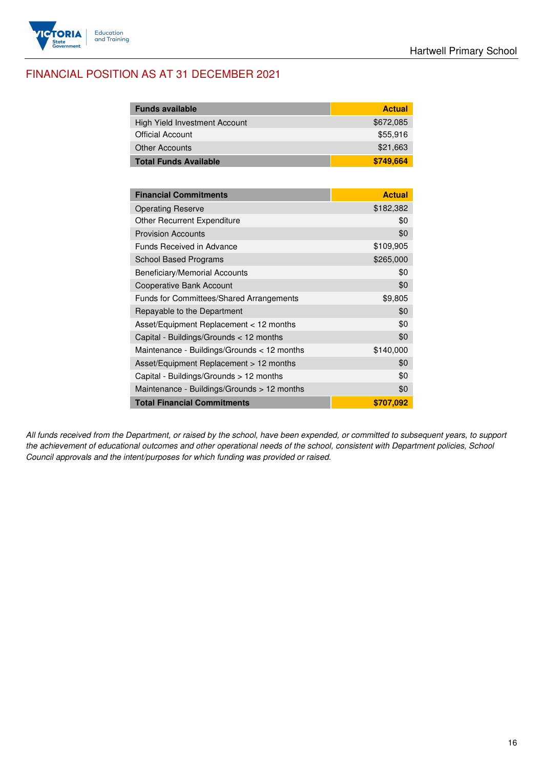# FINANCIAL POSITION AS AT 31 DECEMBER 2021

| Funds available | Actual |
|---|---|
| High Yield Investment Account | $672,085 |
| Official Account | $55,916 |
| Other Accounts | $21,663 |
| **Total Funds Available** | **$749,664** |

| Financial Commitments | Actual |
|---|---|
| Operating Reserve | $182,382 |
| Other Recurrent Expenditure | $0 |
| Provision Accounts | $0 |
| Funds Received in Advance | $109,905 |
| School Based Programs | $265,000 |
| Beneficiary/Memorial Accounts | $0 |
| Cooperative Bank Account | $0 |
| Funds for Committees/Shared Arrangements | $9,805 |
| Repayable to the Department | $0 |
| Asset/Equipment Replacement < 12 months | $0 |
| Capital - Buildings/Grounds < 12 months | $0 |
| Maintenance - Buildings/Grounds < 12 months | $140,000 |
| Asset/Equipment Replacement > 12 months | $0 |
| Capital - Buildings/Grounds > 12 months | $0 |
| Maintenance - Buildings/Grounds > 12 months | $0 |
| **Total Financial Commitments** | **$707,092** |

*All funds received from the Department, or raised by the school, have been expended, or committed to subsequent years, to support the achievement of educational outcomes and other operational needs of the school, consistent with Department policies, School Council approvals and the intent/purposes for which funding was provided or raised.*